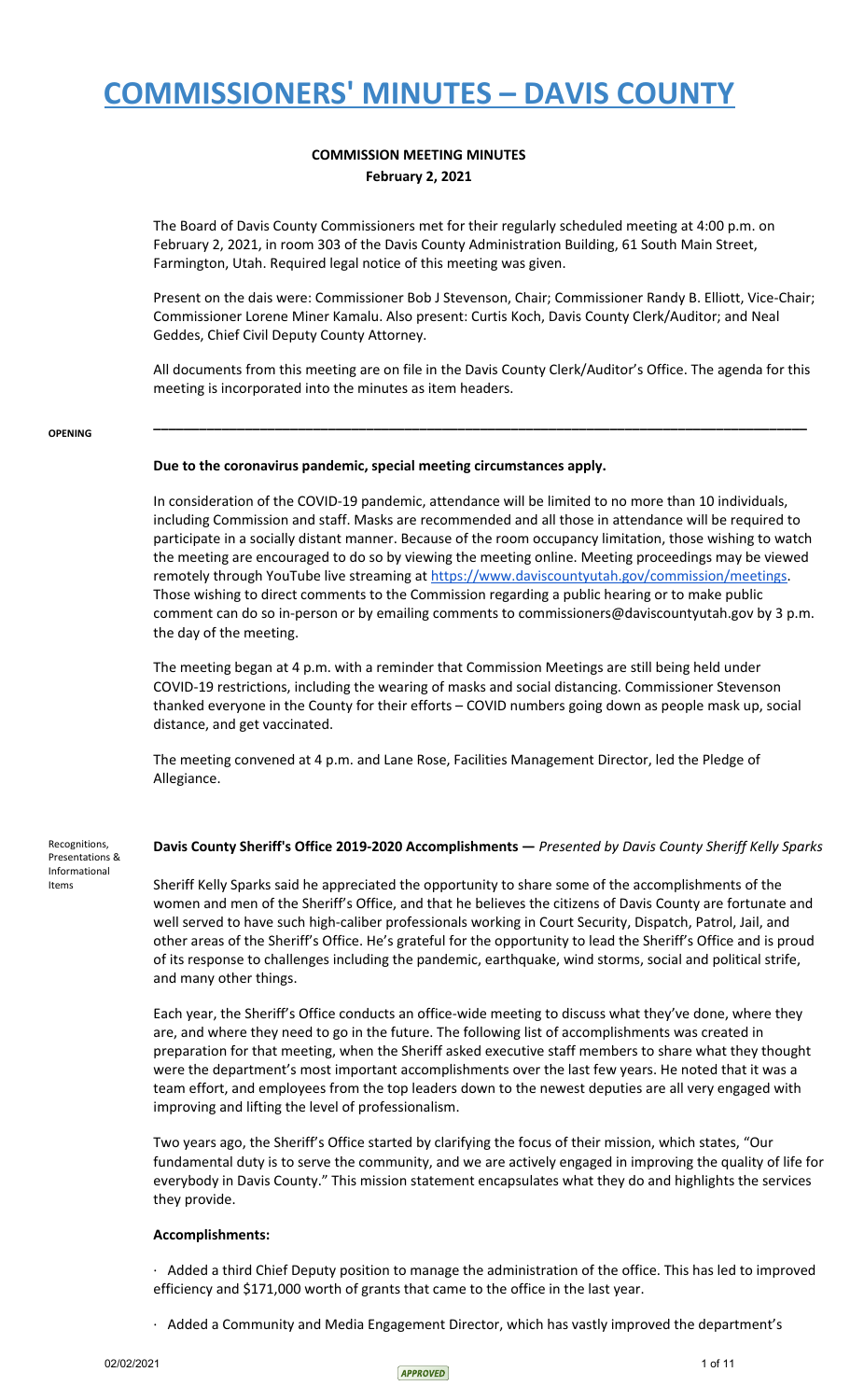# COMMISSIONERS' MINUTES – DAVIS COUNTY

**COMMISSION MEETING MINUTES**
**February 2, 2021**

The Board of Davis County Commissioners met for their regularly scheduled meeting at 4:00 p.m. on February 2, 2021, in room 303 of the Davis County Administration Building, 61 South Main Street, Farmington, Utah. Required legal notice of this meeting was given.

Present on the dais were: Commissioner Bob J Stevenson, Chair; Commissioner Randy B. Elliott, Vice-Chair; Commissioner Lorene Miner Kamalu. Also present: Curtis Koch, Davis County Clerk/Auditor; and Neal Geddes, Chief Civil Deputy County Attorney.

All documents from this meeting are on file in the Davis County Clerk/Auditor's Office. The agenda for this meeting is incorporated into the minutes as item headers.

---

OPENING

**Due to the coronavirus pandemic, special meeting circumstances apply.**

In consideration of the COVID-19 pandemic, attendance will be limited to no more than 10 individuals, including Commission and staff. Masks are recommended and all those in attendance will be required to participate in a socially distant manner. Because of the room occupancy limitation, those wishing to watch the meeting are encouraged to do so by viewing the meeting online. Meeting proceedings may be viewed remotely through YouTube live streaming at https://www.daviscountyutah.gov/commission/meetings. Those wishing to direct comments to the Commission regarding a public hearing or to make public comment can do so in-person or by emailing comments to commissioners@daviscountyutah.gov by 3 p.m. the day of the meeting.

The meeting began at 4 p.m. with a reminder that Commission Meetings are still being held under COVID-19 restrictions, including the wearing of masks and social distancing. Commissioner Stevenson thanked everyone in the County for their efforts – COVID numbers going down as people mask up, social distance, and get vaccinated.

The meeting convened at 4 p.m. and Lane Rose, Facilities Management Director, led the Pledge of Allegiance.

Recognitions, Presentations & Informational Items

**Davis County Sheriff's Office 2019-2020 Accomplishments —** *Presented by Davis County Sheriff Kelly Sparks*

Sheriff Kelly Sparks said he appreciated the opportunity to share some of the accomplishments of the women and men of the Sheriff's Office, and that he believes the citizens of Davis County are fortunate and well served to have such high-caliber professionals working in Court Security, Dispatch, Patrol, Jail, and other areas of the Sheriff's Office. He's grateful for the opportunity to lead the Sheriff's Office and is proud of its response to challenges including the pandemic, earthquake, wind storms, social and political strife, and many other things.

Each year, the Sheriff's Office conducts an office-wide meeting to discuss what they've done, where they are, and where they need to go in the future. The following list of accomplishments was created in preparation for that meeting, when the Sheriff asked executive staff members to share what they thought were the department's most important accomplishments over the last few years. He noted that it was a team effort, and employees from the top leaders down to the newest deputies are all very engaged with improving and lifting the level of professionalism.

Two years ago, the Sheriff's Office started by clarifying the focus of their mission, which states, "Our fundamental duty is to serve the community, and we are actively engaged in improving the quality of life for everybody in Davis County." This mission statement encapsulates what they do and highlights the services they provide.

**Accomplishments:**

· Added a third Chief Deputy position to manage the administration of the office. This has led to improved efficiency and $171,000 worth of grants that came to the office in the last year.

· Added a Community and Media Engagement Director, which has vastly improved the department's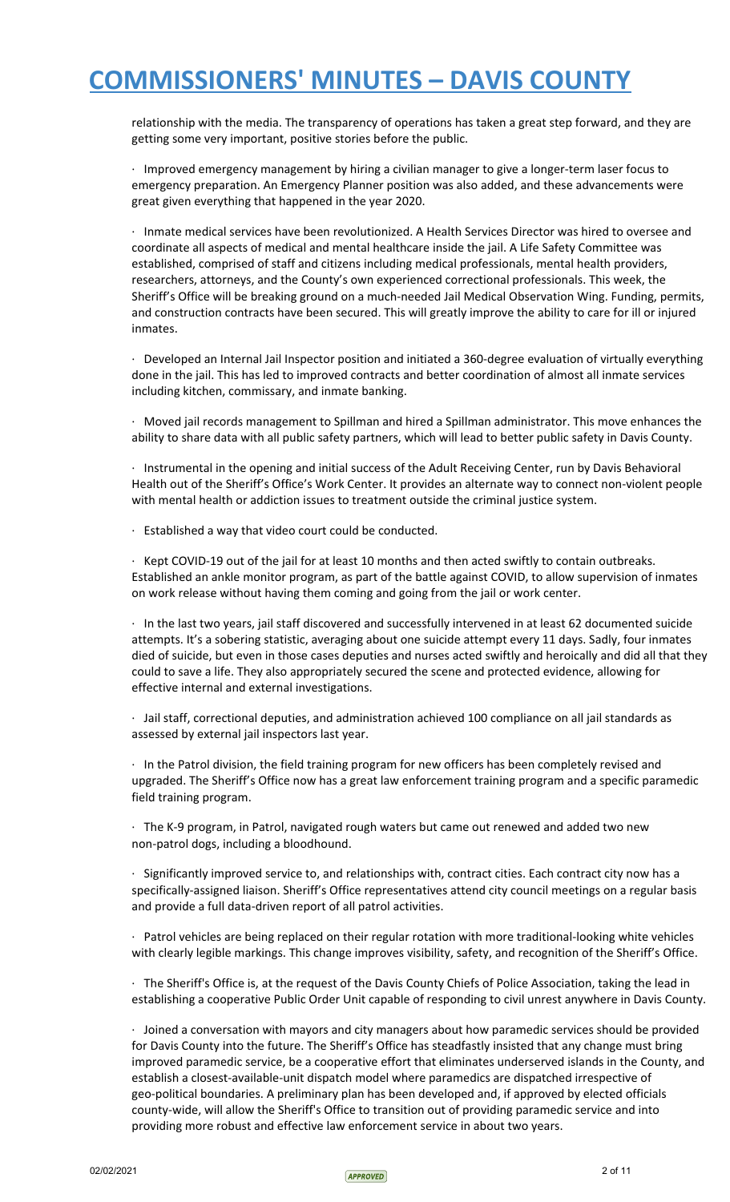relationship with the media. The transparency of operations has taken a great step forward, and they are getting some very important, positive stories before the public.

· Improved emergency management by hiring a civilian manager to give a longer-term laser focus to emergency preparation. An Emergency Planner position was also added, and these advancements were great given everything that happened in the year 2020.

· Inmate medical services have been revolutionized. A Health Services Director was hired to oversee and coordinate all aspects of medical and mental healthcare inside the jail. A Life Safety Committee was established, comprised of staff and citizens including medical professionals, mental health providers, researchers, attorneys, and the County's own experienced correctional professionals. This week, the Sheriff's Office will be breaking ground on a much-needed Jail Medical Observation Wing. Funding, permits, and construction contracts have been secured. This will greatly improve the ability to care for ill or injured inmates.

· Developed an Internal Jail Inspector position and initiated a 360-degree evaluation of virtually everything done in the jail. This has led to improved contracts and better coordination of almost all inmate services including kitchen, commissary, and inmate banking.

· Moved jail records management to Spillman and hired a Spillman administrator. This move enhances the ability to share data with all public safety partners, which will lead to better public safety in Davis County.

· Instrumental in the opening and initial success of the Adult Receiving Center, run by Davis Behavioral Health out of the Sheriff's Office's Work Center. It provides an alternate way to connect non-violent people with mental health or addiction issues to treatment outside the criminal justice system.

· Established a way that video court could be conducted.

· Kept COVID-19 out of the jail for at least 10 months and then acted swiftly to contain outbreaks. Established an ankle monitor program, as part of the battle against COVID, to allow supervision of inmates on work release without having them coming and going from the jail or work center.

· In the last two years, jail staff discovered and successfully intervened in at least 62 documented suicide attempts. It's a sobering statistic, averaging about one suicide attempt every 11 days. Sadly, four inmates died of suicide, but even in those cases deputies and nurses acted swiftly and heroically and did all that they could to save a life. They also appropriately secured the scene and protected evidence, allowing for effective internal and external investigations.

· Jail staff, correctional deputies, and administration achieved 100 compliance on all jail standards as assessed by external jail inspectors last year.

· In the Patrol division, the field training program for new officers has been completely revised and upgraded. The Sheriff's Office now has a great law enforcement training program and a specific paramedic field training program.

· The K-9 program, in Patrol, navigated rough waters but came out renewed and added two new non-patrol dogs, including a bloodhound.

· Significantly improved service to, and relationships with, contract cities. Each contract city now has a specifically-assigned liaison. Sheriff's Office representatives attend city council meetings on a regular basis and provide a full data-driven report of all patrol activities.

· Patrol vehicles are being replaced on their regular rotation with more traditional-looking white vehicles with clearly legible markings. This change improves visibility, safety, and recognition of the Sheriff's Office.

· The Sheriff's Office is, at the request of the Davis County Chiefs of Police Association, taking the lead in establishing a cooperative Public Order Unit capable of responding to civil unrest anywhere in Davis County.

· Joined a conversation with mayors and city managers about how paramedic services should be provided for Davis County into the future. The Sheriff's Office has steadfastly insisted that any change must bring improved paramedic service, be a cooperative effort that eliminates underserved islands in the County, and establish a closest-available-unit dispatch model where paramedics are dispatched irrespective of geo-political boundaries. A preliminary plan has been developed and, if approved by elected officials county-wide, will allow the Sheriff's Office to transition out of providing paramedic service and into providing more robust and effective law enforcement service in about two years.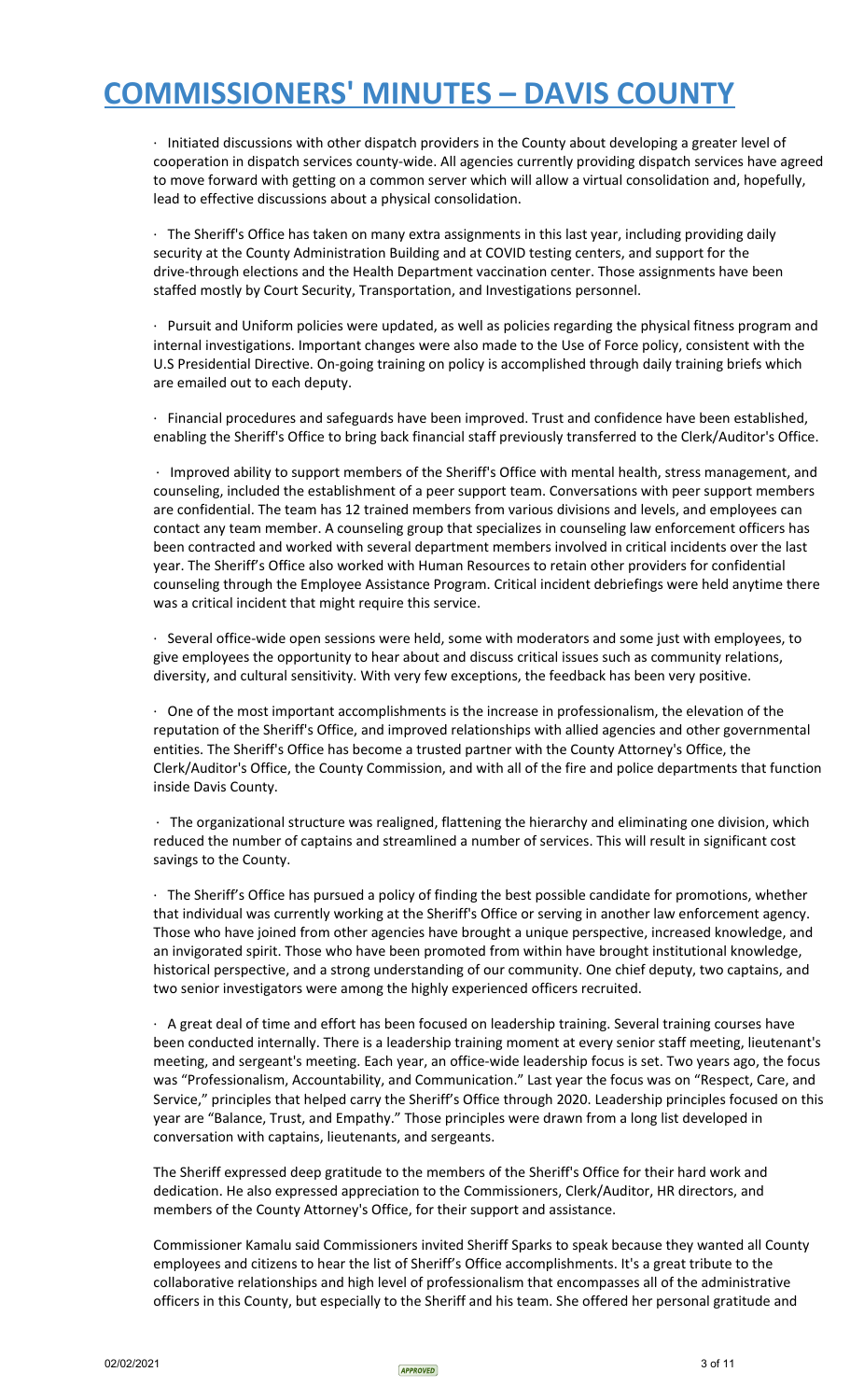· Initiated discussions with other dispatch providers in the County about developing a greater level of cooperation in dispatch services county-wide. All agencies currently providing dispatch services have agreed to move forward with getting on a common server which will allow a virtual consolidation and, hopefully, lead to effective discussions about a physical consolidation.

· The Sheriff's Office has taken on many extra assignments in this last year, including providing daily security at the County Administration Building and at COVID testing centers, and support for the drive-through elections and the Health Department vaccination center. Those assignments have been staffed mostly by Court Security, Transportation, and Investigations personnel.

· Pursuit and Uniform policies were updated, as well as policies regarding the physical fitness program and internal investigations. Important changes were also made to the Use of Force policy, consistent with the U.S Presidential Directive. On-going training on policy is accomplished through daily training briefs which are emailed out to each deputy.

· Financial procedures and safeguards have been improved. Trust and confidence have been established, enabling the Sheriff's Office to bring back financial staff previously transferred to the Clerk/Auditor's Office.

· Improved ability to support members of the Sheriff's Office with mental health, stress management, and counseling, included the establishment of a peer support team. Conversations with peer support members are confidential. The team has 12 trained members from various divisions and levels, and employees can contact any team member. A counseling group that specializes in counseling law enforcement officers has been contracted and worked with several department members involved in critical incidents over the last year. The Sheriff's Office also worked with Human Resources to retain other providers for confidential counseling through the Employee Assistance Program. Critical incident debriefings were held anytime there was a critical incident that might require this service.

· Several office-wide open sessions were held, some with moderators and some just with employees, to give employees the opportunity to hear about and discuss critical issues such as community relations, diversity, and cultural sensitivity. With very few exceptions, the feedback has been very positive.

· One of the most important accomplishments is the increase in professionalism, the elevation of the reputation of the Sheriff's Office, and improved relationships with allied agencies and other governmental entities. The Sheriff's Office has become a trusted partner with the County Attorney's Office, the Clerk/Auditor's Office, the County Commission, and with all of the fire and police departments that function inside Davis County.

· The organizational structure was realigned, flattening the hierarchy and eliminating one division, which reduced the number of captains and streamlined a number of services. This will result in significant cost savings to the County.

· The Sheriff's Office has pursued a policy of finding the best possible candidate for promotions, whether that individual was currently working at the Sheriff's Office or serving in another law enforcement agency. Those who have joined from other agencies have brought a unique perspective, increased knowledge, and an invigorated spirit. Those who have been promoted from within have brought institutional knowledge, historical perspective, and a strong understanding of our community. One chief deputy, two captains, and two senior investigators were among the highly experienced officers recruited.

· A great deal of time and effort has been focused on leadership training. Several training courses have been conducted internally. There is a leadership training moment at every senior staff meeting, lieutenant's meeting, and sergeant's meeting. Each year, an office-wide leadership focus is set. Two years ago, the focus was "Professionalism, Accountability, and Communication." Last year the focus was on "Respect, Care, and Service," principles that helped carry the Sheriff's Office through 2020. Leadership principles focused on this year are "Balance, Trust, and Empathy." Those principles were drawn from a long list developed in conversation with captains, lieutenants, and sergeants.

The Sheriff expressed deep gratitude to the members of the Sheriff's Office for their hard work and dedication. He also expressed appreciation to the Commissioners, Clerk/Auditor, HR directors, and members of the County Attorney's Office, for their support and assistance.

Commissioner Kamalu said Commissioners invited Sheriff Sparks to speak because they wanted all County employees and citizens to hear the list of Sheriff's Office accomplishments. It's a great tribute to the collaborative relationships and high level of professionalism that encompasses all of the administrative officers in this County, but especially to the Sheriff and his team. She offered her personal gratitude and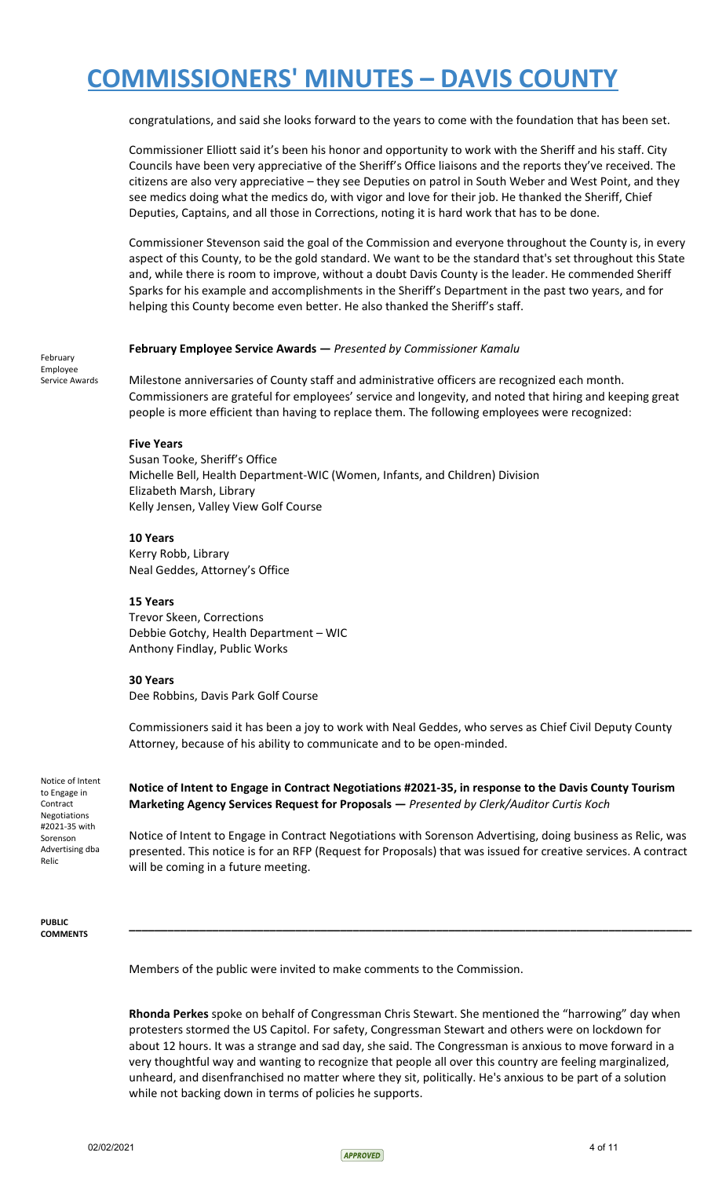congratulations, and said she looks forward to the years to come with the foundation that has been set.

Commissioner Elliott said it's been his honor and opportunity to work with the Sheriff and his staff. City Councils have been very appreciative of the Sheriff's Office liaisons and the reports they've received. The citizens are also very appreciative – they see Deputies on patrol in South Weber and West Point, and they see medics doing what the medics do, with vigor and love for their job. He thanked the Sheriff, Chief Deputies, Captains, and all those in Corrections, noting it is hard work that has to be done.

Commissioner Stevenson said the goal of the Commission and everyone throughout the County is, in every aspect of this County, to be the gold standard. We want to be the standard that's set throughout this State and, while there is room to improve, without a doubt Davis County is the leader. He commended Sheriff Sparks for his example and accomplishments in the Sheriff's Department in the past two years, and for helping this County become even better. He also thanked the Sheriff's staff.

February Employee Service Awards

**February Employee Service Awards —** *Presented by Commissioner Kamalu*

Milestone anniversaries of County staff and administrative officers are recognized each month. Commissioners are grateful for employees' service and longevity, and noted that hiring and keeping great people is more efficient than having to replace them. The following employees were recognized:

**Five Years**
Susan Tooke, Sheriff's Office
Michelle Bell, Health Department-WIC (Women, Infants, and Children) Division
Elizabeth Marsh, Library
Kelly Jensen, Valley View Golf Course

**10 Years**
Kerry Robb, Library
Neal Geddes, Attorney's Office

**15 Years**
Trevor Skeen, Corrections
Debbie Gotchy, Health Department – WIC
Anthony Findlay, Public Works

**30 Years**
Dee Robbins, Davis Park Golf Course

Commissioners said it has been a joy to work with Neal Geddes, who serves as Chief Civil Deputy County Attorney, because of his ability to communicate and to be open-minded.

Notice of Intent to Engage in Contract Negotiations #2021-35 with Sorenson Advertising dba Relic

**Notice of Intent to Engage in Contract Negotiations #2021-35, in response to the Davis County Tourism Marketing Agency Services Request for Proposals —** *Presented by Clerk/Auditor Curtis Koch*

Notice of Intent to Engage in Contract Negotiations with Sorenson Advertising, doing business as Relic, was presented. This notice is for an RFP (Request for Proposals) that was issued for creative services. A contract will be coming in a future meeting.

**PUBLIC COMMENTS**

---

Members of the public were invited to make comments to the Commission.

**Rhonda Perkes** spoke on behalf of Congressman Chris Stewart. She mentioned the "harrowing" day when protesters stormed the US Capitol. For safety, Congressman Stewart and others were on lockdown for about 12 hours. It was a strange and sad day, she said. The Congressman is anxious to move forward in a very thoughtful way and wanting to recognize that people all over this country are feeling marginalized, unheard, and disenfranchised no matter where they sit, politically. He's anxious to be part of a solution while not backing down in terms of policies he supports.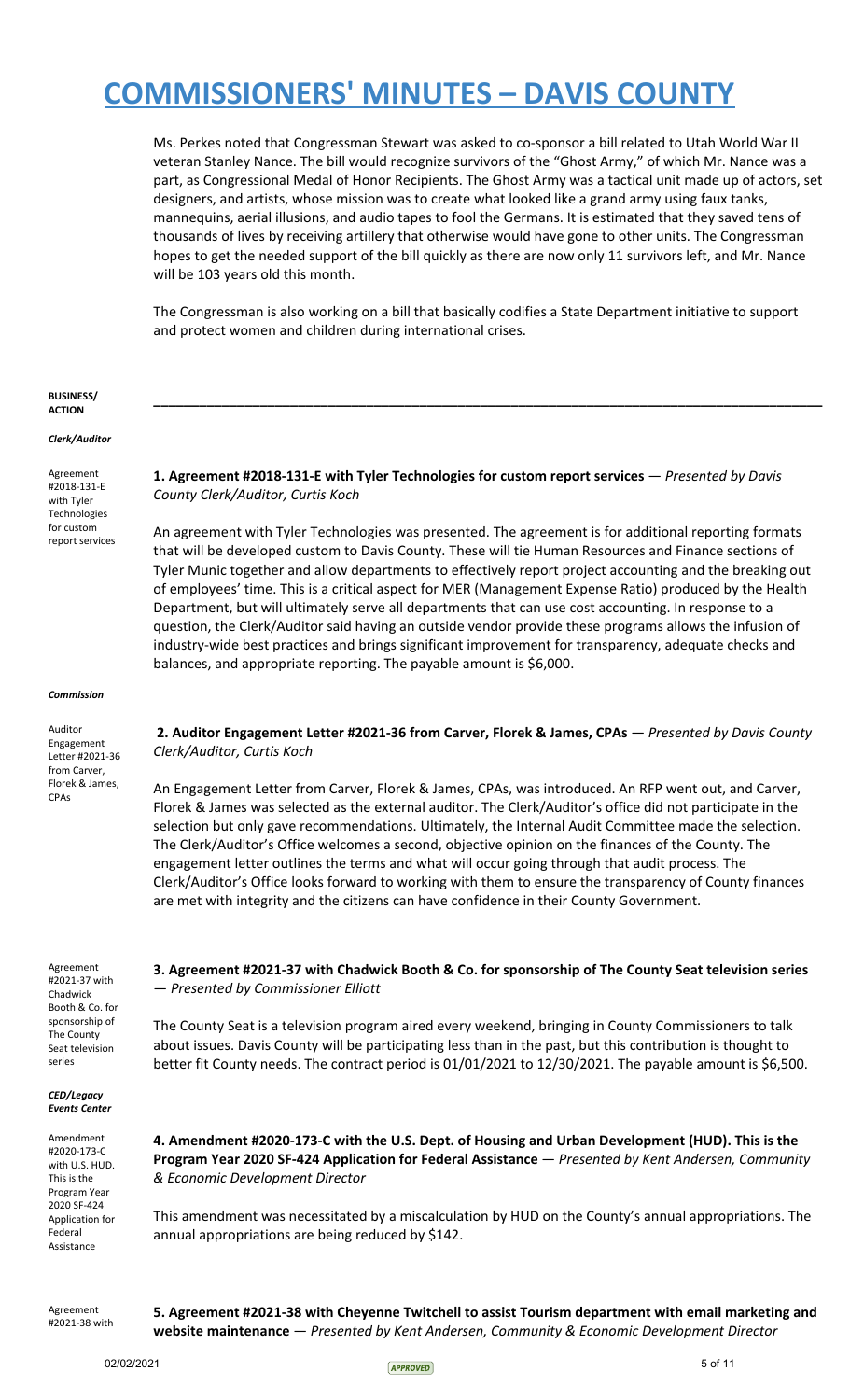# COMMISSIONERS' MINUTES – DAVIS COUNTY

Ms. Perkes noted that Congressman Stewart was asked to co-sponsor a bill related to Utah World War II veteran Stanley Nance. The bill would recognize survivors of the "Ghost Army," of which Mr. Nance was a part, as Congressional Medal of Honor Recipients. The Ghost Army was a tactical unit made up of actors, set designers, and artists, whose mission was to create what looked like a grand army using faux tanks, mannequins, aerial illusions, and audio tapes to fool the Germans. It is estimated that they saved tens of thousands of lives by receiving artillery that otherwise would have gone to other units. The Congressman hopes to get the needed support of the bill quickly as there are now only 11 survivors left, and Mr. Nance will be 103 years old this month.

The Congressman is also working on a bill that basically codifies a State Department initiative to support and protect women and children during international crises.

**BUSINESS/ ACTION**

---

***Clerk/Auditor***

Agreement #2018-131-E with Tyler Technologies for custom report services

**1. Agreement #2018-131-E with Tyler Technologies for custom report services** — *Presented by Davis County Clerk/Auditor, Curtis Koch*

An agreement with Tyler Technologies was presented. The agreement is for additional reporting formats that will be developed custom to Davis County. These will tie Human Resources and Finance sections of Tyler Munic together and allow departments to effectively report project accounting and the breaking out of employees' time. This is a critical aspect for MER (Management Expense Ratio) produced by the Health Department, but will ultimately serve all departments that can use cost accounting. In response to a question, the Clerk/Auditor said having an outside vendor provide these programs allows the infusion of industry-wide best practices and brings significant improvement for transparency, adequate checks and balances, and appropriate reporting. The payable amount is $6,000.

***Commission***

Auditor Engagement Letter #2021-36 from Carver, Florek & James, CPAs

**2. Auditor Engagement Letter #2021-36 from Carver, Florek & James, CPAs** — *Presented by Davis County Clerk/Auditor, Curtis Koch*

An Engagement Letter from Carver, Florek & James, CPAs, was introduced. An RFP went out, and Carver, Florek & James was selected as the external auditor. The Clerk/Auditor's office did not participate in the selection but only gave recommendations. Ultimately, the Internal Audit Committee made the selection. The Clerk/Auditor's Office welcomes a second, objective opinion on the finances of the County. The engagement letter outlines the terms and what will occur going through that audit process. The Clerk/Auditor's Office looks forward to working with them to ensure the transparency of County finances are met with integrity and the citizens can have confidence in their County Government.

Agreement #2021-37 with Chadwick Booth & Co. for sponsorship of The County Seat television series

**3. Agreement #2021-37 with Chadwick Booth & Co. for sponsorship of The County Seat television series** — *Presented by Commissioner Elliott*

The County Seat is a television program aired every weekend, bringing in County Commissioners to talk about issues. Davis County will be participating less than in the past, but this contribution is thought to better fit County needs. The contract period is 01/01/2021 to 12/30/2021. The payable amount is $6,500.

***CED/Legacy Events Center***

Amendment #2020-173-C with U.S. HUD. This is the Program Year 2020 SF-424 Application for Federal Assistance

**4. Amendment #2020-173-C with the U.S. Dept. of Housing and Urban Development (HUD). This is the Program Year 2020 SF-424 Application for Federal Assistance** — *Presented by Kent Andersen, Community & Economic Development Director*

This amendment was necessitated by a miscalculation by HUD on the County's annual appropriations. The annual appropriations are being reduced by $142.

Agreement #2021-38 with

**5. Agreement #2021-38 with Cheyenne Twitchell to assist Tourism department with email marketing and website maintenance** — *Presented by Kent Andersen, Community & Economic Development Director*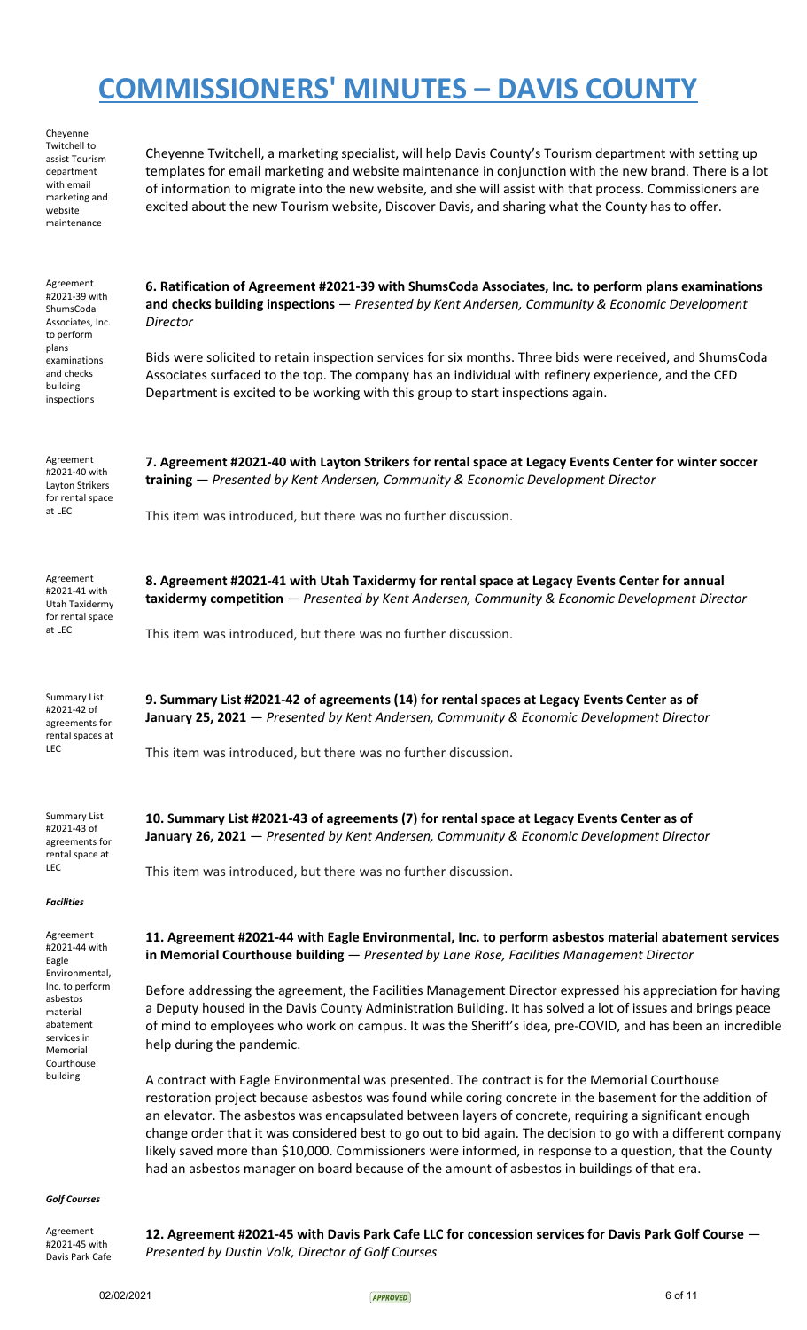# COMMISSIONERS' MINUTES – DAVIS COUNTY

Cheyenne Twitchell to assist Tourism department with email marketing and website maintenance

Cheyenne Twitchell, a marketing specialist, will help Davis County's Tourism department with setting up templates for email marketing and website maintenance in conjunction with the new brand. There is a lot of information to migrate into the new website, and she will assist with that process. Commissioners are excited about the new Tourism website, Discover Davis, and sharing what the County has to offer.

Agreement #2021-39 with ShumsCoda Associates, Inc. to perform plans examinations and checks building inspections

**6. Ratification of Agreement #2021-39 with ShumsCoda Associates, Inc. to perform plans examinations and checks building inspections** — *Presented by Kent Andersen, Community & Economic Development Director*

Bids were solicited to retain inspection services for six months. Three bids were received, and ShumsCoda Associates surfaced to the top. The company has an individual with refinery experience, and the CED Department is excited to be working with this group to start inspections again.

Agreement #2021-40 with Layton Strikers for rental space at LEC

**7. Agreement #2021-40 with Layton Strikers for rental space at Legacy Events Center for winter soccer training** — *Presented by Kent Andersen, Community & Economic Development Director*

This item was introduced, but there was no further discussion.

Agreement #2021-41 with Utah Taxidermy for rental space at LEC

**8. Agreement #2021-41 with Utah Taxidermy for rental space at Legacy Events Center for annual taxidermy competition** — *Presented by Kent Andersen, Community & Economic Development Director*

This item was introduced, but there was no further discussion.

Summary List #2021-42 of agreements for rental spaces at LEC

**9. Summary List #2021-42 of agreements (14) for rental spaces at Legacy Events Center as of January 25, 2021** — *Presented by Kent Andersen, Community & Economic Development Director*

This item was introduced, but there was no further discussion.

Summary List #2021-43 of agreements for rental space at LEC

**10. Summary List #2021-43 of agreements (7) for rental space at Legacy Events Center as of January 26, 2021** — *Presented by Kent Andersen, Community & Economic Development Director*

This item was introduced, but there was no further discussion.

***Facilities***

Agreement #2021-44 with Eagle Environmental, Inc. to perform asbestos material abatement services in Memorial Courthouse building

**11. Agreement #2021-44 with Eagle Environmental, Inc. to perform asbestos material abatement services in Memorial Courthouse building** — *Presented by Lane Rose, Facilities Management Director*

Before addressing the agreement, the Facilities Management Director expressed his appreciation for having a Deputy housed in the Davis County Administration Building. It has solved a lot of issues and brings peace of mind to employees who work on campus. It was the Sheriff's idea, pre-COVID, and has been an incredible help during the pandemic.

A contract with Eagle Environmental was presented. The contract is for the Memorial Courthouse restoration project because asbestos was found while coring concrete in the basement for the addition of an elevator. The asbestos was encapsulated between layers of concrete, requiring a significant enough change order that it was considered best to go out to bid again. The decision to go with a different company likely saved more than $10,000. Commissioners were informed, in response to a question, that the County had an asbestos manager on board because of the amount of asbestos in buildings of that era.

***Golf Courses***

Agreement #2021-45 with Davis Park Cafe

**12. Agreement #2021-45 with Davis Park Cafe LLC for concession services for Davis Park Golf Course** — *Presented by Dustin Volk, Director of Golf Courses*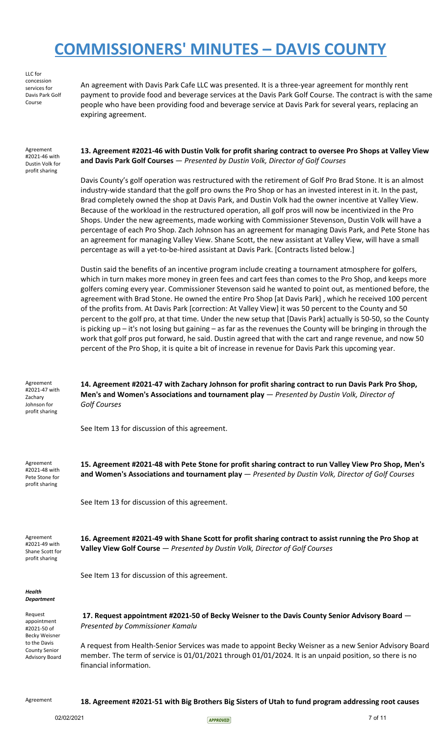LLC for concession services for Davis Park Golf Course

An agreement with Davis Park Cafe LLC was presented. It is a three-year agreement for monthly rent payment to provide food and beverage services at the Davis Park Golf Course. The contract is with the same people who have been providing food and beverage service at Davis Park for several years, replacing an expiring agreement.

Agreement #2021-46 with Dustin Volk for profit sharing

**13. Agreement #2021-46 with Dustin Volk for profit sharing contract to oversee Pro Shops at Valley View and Davis Park Golf Courses** — *Presented by Dustin Volk, Director of Golf Courses*

Davis County's golf operation was restructured with the retirement of Golf Pro Brad Stone. It is an almost industry-wide standard that the golf pro owns the Pro Shop or has an invested interest in it. In the past, Brad completely owned the shop at Davis Park, and Dustin Volk had the owner incentive at Valley View. Because of the workload in the restructured operation, all golf pros will now be incentivized in the Pro Shops. Under the new agreements, made working with Commissioner Stevenson, Dustin Volk will have a percentage of each Pro Shop. Zach Johnson has an agreement for managing Davis Park, and Pete Stone has an agreement for managing Valley View. Shane Scott, the new assistant at Valley View, will have a small percentage as will a yet-to-be-hired assistant at Davis Park. [Contracts listed below.]

Dustin said the benefits of an incentive program include creating a tournament atmosphere for golfers, which in turn makes more money in green fees and cart fees than comes to the Pro Shop, and keeps more golfers coming every year. Commissioner Stevenson said he wanted to point out, as mentioned before, the agreement with Brad Stone. He owned the entire Pro Shop [at Davis Park] , which he received 100 percent of the profits from. At Davis Park [correction: At Valley View] it was 50 percent to the County and 50 percent to the golf pro, at that time. Under the new setup that [Davis Park] actually is 50-50, so the County is picking up – it's not losing but gaining – as far as the revenues the County will be bringing in through the work that golf pros put forward, he said. Dustin agreed that with the cart and range revenue, and now 50 percent of the Pro Shop, it is quite a bit of increase in revenue for Davis Park this upcoming year.

Agreement #2021-47 with Zachary Johnson for profit sharing

**14. Agreement #2021-47 with Zachary Johnson for profit sharing contract to run Davis Park Pro Shop, Men's and Women's Associations and tournament play** — *Presented by Dustin Volk, Director of Golf Courses*

See Item 13 for discussion of this agreement.

Agreement #2021-48 with Pete Stone for profit sharing

**15. Agreement #2021-48 with Pete Stone for profit sharing contract to run Valley View Pro Shop, Men's and Women's Associations and tournament play** — *Presented by Dustin Volk, Director of Golf Courses*

See Item 13 for discussion of this agreement.

Agreement #2021-49 with Shane Scott for profit sharing

**16. Agreement #2021-49 with Shane Scott for profit sharing contract to assist running the Pro Shop at Valley View Golf Course** — *Presented by Dustin Volk, Director of Golf Courses*

See Item 13 for discussion of this agreement.

***Health Department***

Request appointment #2021-50 of Becky Weisner to the Davis County Senior Advisory Board

**17. Request appointment #2021-50 of Becky Weisner to the Davis County Senior Advisory Board** — *Presented by Commissioner Kamalu*

A request from Health-Senior Services was made to appoint Becky Weisner as a new Senior Advisory Board member. The term of service is 01/01/2021 through 01/01/2024. It is an unpaid position, so there is no financial information.

Agreement

**18. Agreement #2021-51 with Big Brothers Big Sisters of Utah to fund program addressing root causes**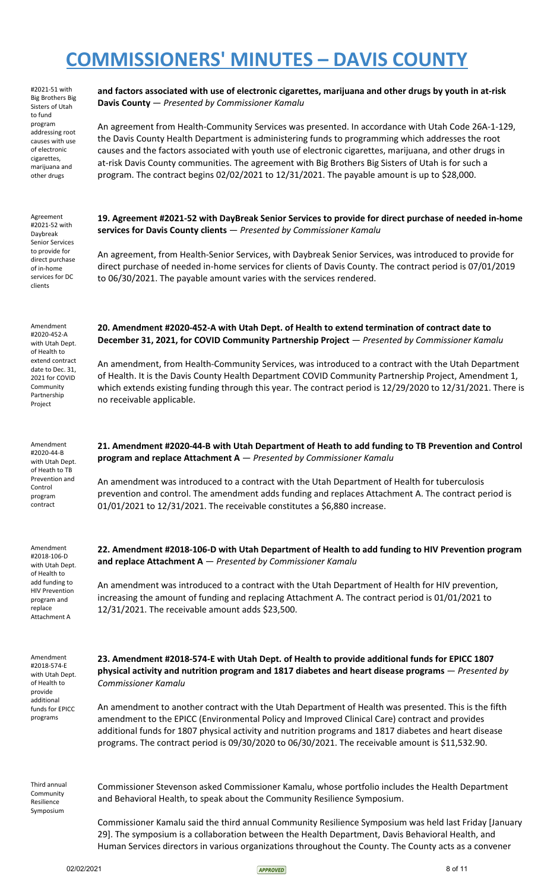# COMMISSIONERS' MINUTES – DAVIS COUNTY

#2021-51 with Big Brothers Big Sisters of Utah to fund program addressing root causes with use of electronic cigarettes, marijuana and other drugs

**and factors associated with use of electronic cigarettes, marijuana and other drugs by youth in at-risk Davis County** — *Presented by Commissioner Kamalu*

An agreement from Health-Community Services was presented. In accordance with Utah Code 26A-1-129, the Davis County Health Department is administering funds to programming which addresses the root causes and the factors associated with youth use of electronic cigarettes, marijuana, and other drugs in at-risk Davis County communities. The agreement with Big Brothers Big Sisters of Utah is for such a program. The contract begins 02/02/2021 to 12/31/2021. The payable amount is up to $28,000.

Agreement #2021-52 with Daybreak Senior Services to provide for direct purchase of in-home services for DC clients

**19. Agreement #2021-52 with DayBreak Senior Services to provide for direct purchase of needed in-home services for Davis County clients** — *Presented by Commissioner Kamalu*

An agreement, from Health-Senior Services, with Daybreak Senior Services, was introduced to provide for direct purchase of needed in-home services for clients of Davis County. The contract period is 07/01/2019 to 06/30/2021. The payable amount varies with the services rendered.

Amendment #2020-452-A with Utah Dept. of Health to extend contract date to Dec. 31, 2021 for COVID Community Partnership Project

**20. Amendment #2020-452-A with Utah Dept. of Health to extend termination of contract date to December 31, 2021, for COVID Community Partnership Project** — *Presented by Commissioner Kamalu*

An amendment, from Health-Community Services, was introduced to a contract with the Utah Department of Health. It is the Davis County Health Department COVID Community Partnership Project, Amendment 1, which extends existing funding through this year. The contract period is 12/29/2020 to 12/31/2021. There is no receivable applicable.

Amendment #2020-44-B with Utah Dept. of Heath to TB Prevention and Control program contract

**21. Amendment #2020-44-B with Utah Department of Heath to add funding to TB Prevention and Control program and replace Attachment A** — *Presented by Commissioner Kamalu*

An amendment was introduced to a contract with the Utah Department of Health for tuberculosis prevention and control. The amendment adds funding and replaces Attachment A. The contract period is 01/01/2021 to 12/31/2021. The receivable constitutes a $6,880 increase.

Amendment #2018-106-D with Utah Dept. of Health to add funding to HIV Prevention program and replace Attachment A

**22. Amendment #2018-106-D with Utah Department of Health to add funding to HIV Prevention program and replace Attachment A** — *Presented by Commissioner Kamalu*

An amendment was introduced to a contract with the Utah Department of Health for HIV prevention, increasing the amount of funding and replacing Attachment A. The contract period is 01/01/2021 to 12/31/2021. The receivable amount adds $23,500.

Amendment #2018-574-E with Utah Dept. of Health to provide additional funds for EPICC programs

**23. Amendment #2018-574-E with Utah Dept. of Health to provide additional funds for EPICC 1807 physical activity and nutrition program and 1817 diabetes and heart disease programs** — *Presented by Commissioner Kamalu*

An amendment to another contract with the Utah Department of Health was presented. This is the fifth amendment to the EPICC (Environmental Policy and Improved Clinical Care) contract and provides additional funds for 1807 physical activity and nutrition programs and 1817 diabetes and heart disease programs. The contract period is 09/30/2020 to 06/30/2021. The receivable amount is $11,532.90.

Third annual Community Resilience Symposium

Commissioner Stevenson asked Commissioner Kamalu, whose portfolio includes the Health Department and Behavioral Health, to speak about the Community Resilience Symposium.

Commissioner Kamalu said the third annual Community Resilience Symposium was held last Friday [January 29]. The symposium is a collaboration between the Health Department, Davis Behavioral Health, and Human Services directors in various organizations throughout the County. The County acts as a convener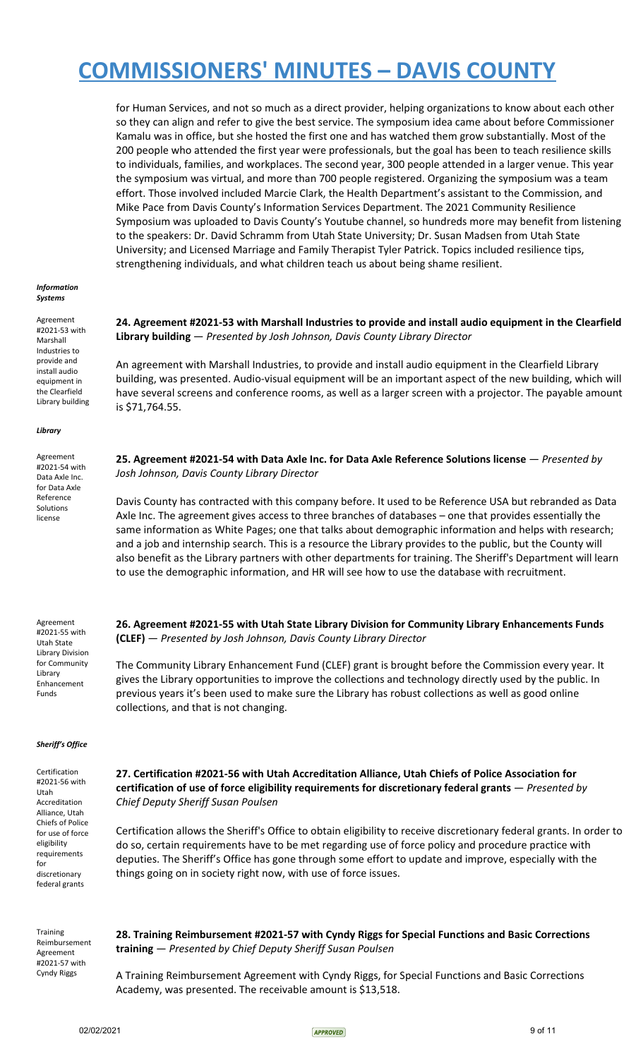for Human Services, and not so much as a direct provider, helping organizations to know about each other so they can align and refer to give the best service. The symposium idea came about before Commissioner Kamalu was in office, but she hosted the first one and has watched them grow substantially. Most of the 200 people who attended the first year were professionals, but the goal has been to teach resilience skills to individuals, families, and workplaces. The second year, 300 people attended in a larger venue. This year the symposium was virtual, and more than 700 people registered. Organizing the symposium was a team effort. Those involved included Marcie Clark, the Health Department's assistant to the Commission, and Mike Pace from Davis County's Information Services Department. The 2021 Community Resilience Symposium was uploaded to Davis County's Youtube channel, so hundreds more may benefit from listening to the speakers: Dr. David Schramm from Utah State University; Dr. Susan Madsen from Utah State University; and Licensed Marriage and Family Therapist Tyler Patrick. Topics included resilience tips, strengthening individuals, and what children teach us about being shame resilient.

***Information Systems***

Agreement #2021-53 with Marshall Industries to provide and install audio equipment in the Clearfield Library building

**24. Agreement #2021-53 with Marshall Industries to provide and install audio equipment in the Clearfield Library building** — *Presented by Josh Johnson, Davis County Library Director*

An agreement with Marshall Industries, to provide and install audio equipment in the Clearfield Library building, was presented. Audio-visual equipment will be an important aspect of the new building, which will have several screens and conference rooms, as well as a larger screen with a projector. The payable amount is $71,764.55.

***Library***

Agreement #2021-54 with Data Axle Inc. for Data Axle Reference Solutions license

**25. Agreement #2021-54 with Data Axle Inc. for Data Axle Reference Solutions license** — *Presented by Josh Johnson, Davis County Library Director*

Davis County has contracted with this company before. It used to be Reference USA but rebranded as Data Axle Inc. The agreement gives access to three branches of databases – one that provides essentially the same information as White Pages; one that talks about demographic information and helps with research; and a job and internship search. This is a resource the Library provides to the public, but the County will also benefit as the Library partners with other departments for training. The Sheriff's Department will learn to use the demographic information, and HR will see how to use the database with recruitment.

Agreement #2021-55 with Utah State Library Division for Community Library Enhancement Funds

**26. Agreement #2021-55 with Utah State Library Division for Community Library Enhancements Funds (CLEF)** — *Presented by Josh Johnson, Davis County Library Director*

The Community Library Enhancement Fund (CLEF) grant is brought before the Commission every year. It gives the Library opportunities to improve the collections and technology directly used by the public. In previous years it's been used to make sure the Library has robust collections as well as good online collections, and that is not changing.

***Sheriff's Office***

Certification #2021-56 with Utah Accreditation Alliance, Utah Chiefs of Police for use of force eligibility requirements for discretionary federal grants

**27. Certification #2021-56 with Utah Accreditation Alliance, Utah Chiefs of Police Association for certification of use of force eligibility requirements for discretionary federal grants** — *Presented by Chief Deputy Sheriff Susan Poulsen*

Certification allows the Sheriff's Office to obtain eligibility to receive discretionary federal grants. In order to do so, certain requirements have to be met regarding use of force policy and procedure practice with deputies. The Sheriff's Office has gone through some effort to update and improve, especially with the things going on in society right now, with use of force issues.

Training Reimbursement Agreement #2021-57 with Cyndy Riggs

**28. Training Reimbursement #2021-57 with Cyndy Riggs for Special Functions and Basic Corrections training** — *Presented by Chief Deputy Sheriff Susan Poulsen*

A Training Reimbursement Agreement with Cyndy Riggs, for Special Functions and Basic Corrections Academy, was presented. The receivable amount is $13,518.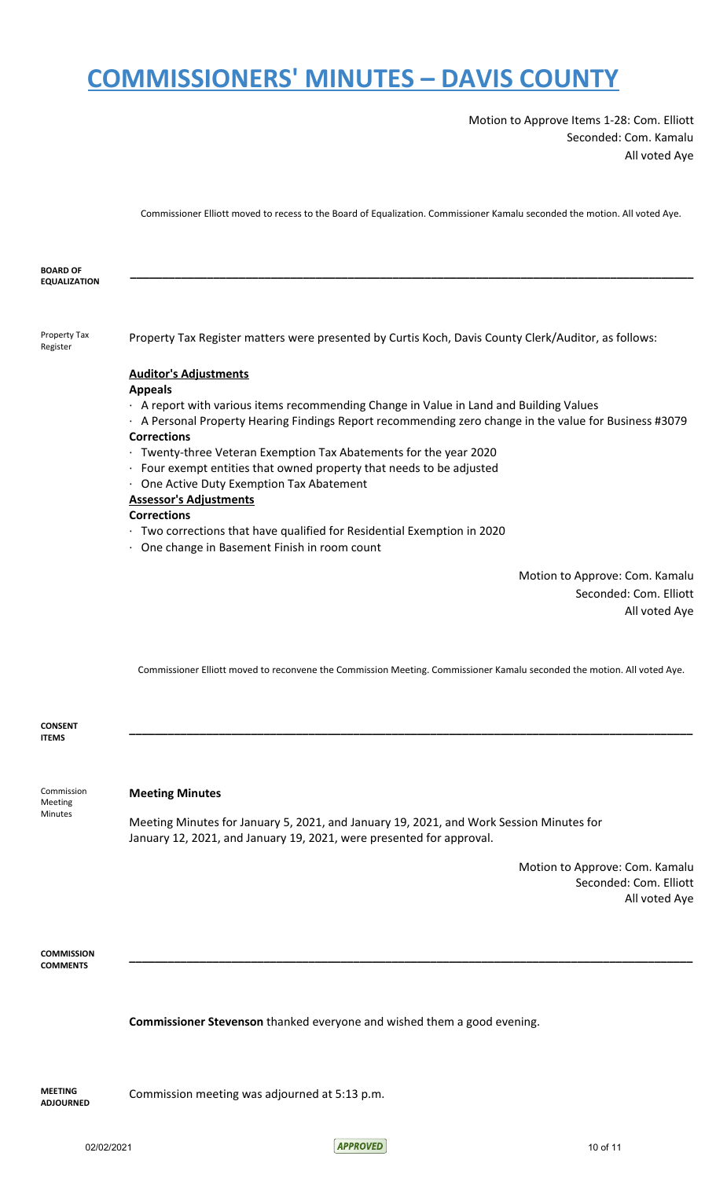Motion to Approve Items 1-28: Com. Elliott
Seconded: Com. Kamalu
All voted Aye

Commissioner Elliott moved to recess to the Board of Equalization. Commissioner Kamalu seconded the motion. All voted Aye.

**BOARD OF EQUALIZATION**

---

Property Tax Register

Property Tax Register matters were presented by Curtis Koch, Davis County Clerk/Auditor, as follows:

**Auditor's Adjustments**

**Appeals**

- A report with various items recommending Change in Value in Land and Building Values
- A Personal Property Hearing Findings Report recommending zero change in the value for Business #3079

**Corrections**

- Twenty-three Veteran Exemption Tax Abatements for the year 2020
- Four exempt entities that owned property that needs to be adjusted
- One Active Duty Exemption Tax Abatement

**Assessor's Adjustments**

**Corrections**

- Two corrections that have qualified for Residential Exemption in 2020
- One change in Basement Finish in room count

Motion to Approve: Com. Kamalu
Seconded: Com. Elliott
All voted Aye

Commissioner Elliott moved to reconvene the Commission Meeting. Commissioner Kamalu seconded the motion. All voted Aye.

**CONSENT ITEMS**

---

Commission Meeting Minutes

**Meeting Minutes**

Meeting Minutes for January 5, 2021, and January 19, 2021, and Work Session Minutes for January 12, 2021, and January 19, 2021, were presented for approval.

Motion to Approve: Com. Kamalu
Seconded: Com. Elliott
All voted Aye

**COMMISSION COMMENTS**

---

**Commissioner Stevenson** thanked everyone and wished them a good evening.

**MEETING ADJOURNED**

Commission meeting was adjourned at 5:13 p.m.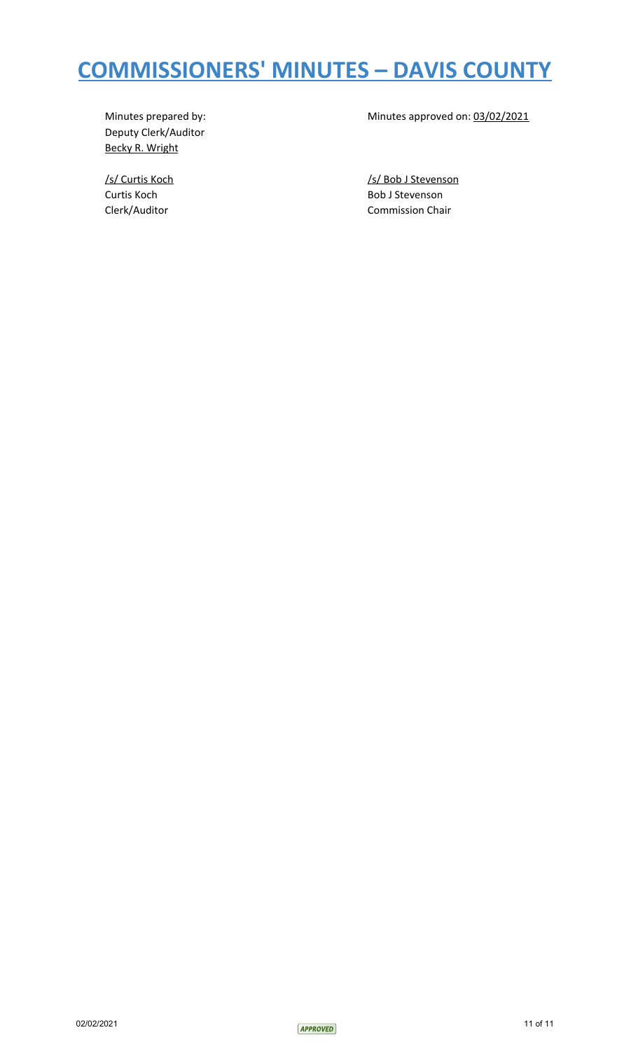# COMMISSIONERS' MINUTES – DAVIS COUNTY

Minutes prepared by:
Deputy Clerk/Auditor
Becky R. Wright

Minutes approved on: 03/02/2021

/s/ Curtis Koch
Curtis Koch
Clerk/Auditor

/s/ Bob J Stevenson
Bob J Stevenson
Commission Chair